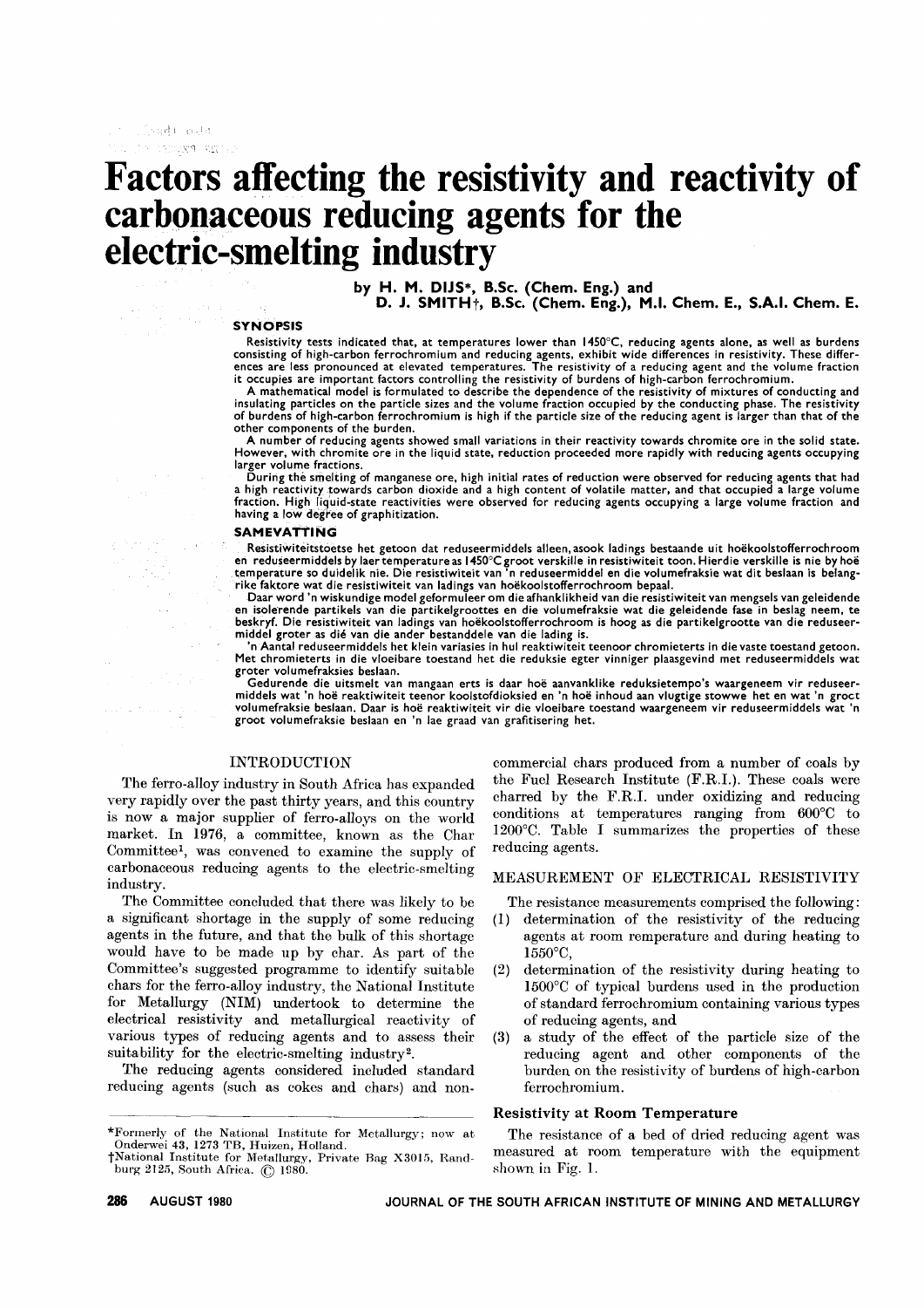# Factors affecting the resistivity and reactivity of carbonaceous reducing agents for the electric-smelting industry

by H. M. DIJS*, B.Sc. (Chem. Eng.) and D. J. SMITH†, B.Sc. (Chem. Eng.), M.I. Chem. E., S.A.I. Chem. E.

## SYNOPSIS

Resistivity tests indicated that, at temperatures lower than 1450°C, reducing agents alone, as well as burdens consisting of high-carbon ferrochromium and reducing agents, exhibit wide differences in resistivity. These differences are less pronounced at elevated temperatures. The resistivity of a reducing agent and the volume fraction it occupies are important factors controlling the resistivity of burdens of high-carbon ferrochromium.

A mathematical model is formulated to describe the dependence of the resistivity of mixtures of conducting and insulating particles on the particle sizes and the volume fraction occupied by the conducting phase. The resistivity of burdens of high-carbon ferrochromium is high if the particle size of the reducing agent is larger than that of the other components of the burden.

A number of reducing agents showed small variations in their reactivity towards chromite ore in the solid state. However, with chromite ore in the liquid state, reduction proceeded more rapidly with reducing agents occupying larger volume fractions.

During the smelting of manganese ore, high initial rates of reduction were observed for reducing agents that had a high reactivity towards carbon dioxide and a high content of volatile matter, and that occupied a large volume fraction. High liquid-state reactivities were observed for reducing agents occupying a large volume fraction and having a low degree of graphitization.

## SAMEVATTING

Resistiwiteitstoetse het getoon dat reduseermiddels alleen, asook ladings bestaande uit hoëkoolstofferrochroom en reduseermiddels by laer temperature as 1450°C groot verskille in resistiwiteit toon. Hierdie verskille is nie by hoë temperature so duidelik nie. Die resistiwiteit van 'n reduseermiddel en die volumefraksie wat dit beslaan is belangrike faktore wat die resistiwiteit van ladings van hoëkoolstofferrochroom bepaal.

Daar word 'n wiskundige model geformuleer om die afhanklikheid van die resistiwiteit van mengsels van geleidende en isolerende partikels van die partikelgroottes en die volumefraksie wat die geleidende fase in beslag neem, te beskryf. Die resistiwiteit van ladings van hoëkoolstofferrochroom is hoog as die partikelgrootte van die reduseermiddel groter as dié van die ander bestanddele van die lading is.

'n Aantal reduseermiddels het klein variasies in hul reaktiwiteit teenoor chromieterts in die vaste toestand getoon. Met chromieterts in die vloeibare toestand het die reduksie egter vinniger plaasgevind met reduseermiddels wat groter volumefraksies beslaan.

Gedurende die uitsmelt van mangaan erts is daar hoë aanvanklike reduksietempo's waargeneem vir reduseermiddels wat 'n hoë reaktiwiteit teenoor koolstofdioksied en 'n hoë inhoud aan vlugtige stowwe het en wat 'n groot volumefraksie beslaan. Daar is hoë reaktiwiteit vir die vloeibare toestand waargeneem vir reduseermiddels wat 'n groot volumefraksie beslaan en 'n lae graad van grafitisering het.

## INTRODUCTION

The ferro-alloy industry in South Africa has expanded very rapidly over the past thirty years, and this country is now a major supplier of ferro-alloys on the world market. In 1976, a committee, known as the Char Committee[1], was convened to examine the supply of carbonaceous reducing agents to the electric-smelting industry.

The Committee concluded that there was likely to be a significant shortage in the supply of some reducing agents in the future, and that the bulk of this shortage would have to be made up by char. As part of the Committee's suggested programme to identify suitable chars for the ferro-alloy industry, the National Institute for Metallurgy (NIM) undertook to determine the electrical resistivity and metallurgical reactivity of various types of reducing agents and to assess their suitability for the electric-smelting industry[2].

The reducing agents considered included standard reducing agents (such as cokes and chars) and non-commercial chars produced from a number of coals by the Fuel Research Institute (F.R.I.). These coals were charred by the F.R.I. under oxidizing and reducing conditions at temperatures ranging from 600°C to 1200°C. Table I summarizes the properties of these reducing agents.

## MEASUREMENT OF ELECTRICAL RESISTIVITY

The resistance measurements comprised the following:

1. determination of the resistivity of the reducing agents at room remperature and during heating to 1550°C,
2. determination of the resistivity during heating to 1500°C of typical burdens used in the production of standard ferrochromium containing various types of reducing agents, and
3. a study of the effect of the particle size of the reducing agent and other components of the burden on the resistivity of burdens of high-carbon ferrochromium.

### Resistivity at Room Temperature

The resistance of a bed of dried reducing agent was measured at room temperature with the equipment shown in Fig. 1.

---

*Formerly of the National Institute for Metallurgy; now at Onderwei 43, 1273 TB, Huizen, Holland.

†National Institute for Metallurgy, Private Bag X3015, Randburg 2125, South Africa. © 1980.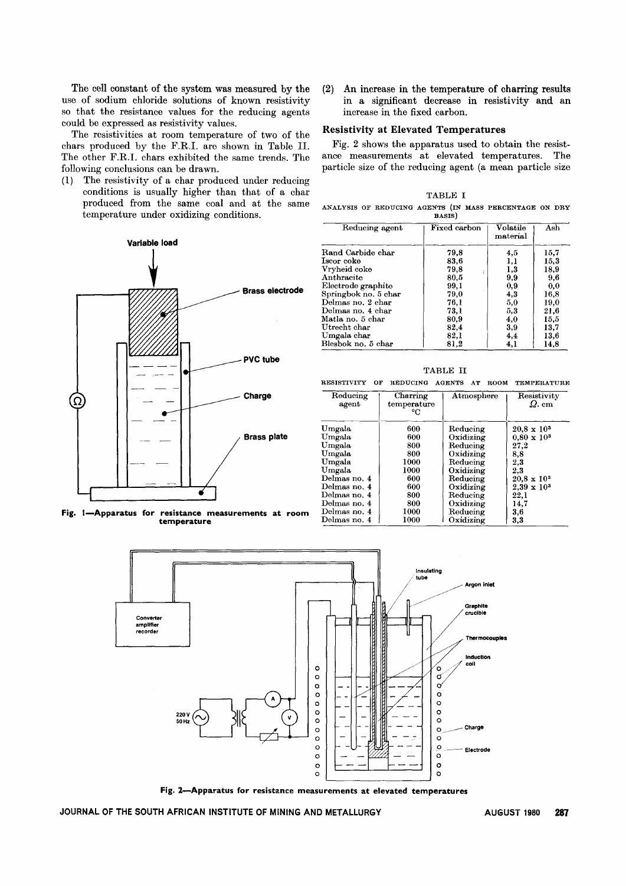The cell constant of the system was measured by the use of sodium chloride solutions of known resistivity so that the resistance values for the reducing agents could be expressed as resistivity values.

The resistivities at room temperature of two of the chars produced by the F.R.I. are shown in Table II. The other F.R.I. chars exhibited the same trends. The following conclusions can be drawn.

(1) The resistivity of a char produced under reducing conditions is usually higher than that of a char produced from the same coal and at the same temperature under oxidizing conditions.

Variable load

Brass electrode

PVC tube

Charge

Brass plate

**Fig. 1—Apparatus for resistance measurements at room temperature**

(2) An increase in the temperature of charring results in a significant decrease in resistivity and an increase in the fixed carbon.

## Resistivity at Elevated Temperatures

Fig. 2 shows the apparatus used to obtain the resistance measurements at elevated temperatures. The particle size of the reducing agent (a mean particle size

TABLE I

ANALYSIS OF REDUCING AGENTS (IN MASS PERCENTAGE ON DRY BASIS)

| Reducing agent | Fixed carbon | Volatile material | Ash |
|---|---|---|---|
| Rand Carbide char | 79,8 | 4,5 | 15,7 |
| Iscor coke | 83,6 | 1,1 | 15,3 |
| Vryheid coke | 79,8 | 1,3 | 18,9 |
| Anthracite | 80,5 | 9,9 | 9,6 |
| Electrode graphite | 99,1 | 0,9 | 0,0 |
| Springbok no. 5 char | 79,0 | 4,3 | 16,8 |
| Delmas no. 2 char | 76,1 | 5,0 | 19,0 |
| Delmas no. 4 char | 73,1 | 5,3 | 21,6 |
| Matla no. 5 char | 80,9 | 4,0 | 15,5 |
| Utrecht char | 82,4 | 3,9 | 13,7 |
| Umgala char | 82,1 | 4,4 | 13,6 |
| Blesbok no. 5 char | 81,2 | 4,1 | 14,8 |

TABLE II

RESISTIVITY OF REDUCING AGENTS AT ROOM TEMPERATURE

| Reducing agent | Charring temperature °C | Atmosphere | Resistivity $\Omega$. cm |
|---|---|---|---|
| Umgala | 600 | Reducing | $20,8 \times 10^3$ |
| Umgala | 600 | Oxidizing | $0,80 \times 10^3$ |
| Umgala | 800 | Reducing | 27,2 |
| Umgala | 800 | Oxidizing | 8,8 |
| Umgala | 1000 | Reducing | 2,3 |
| Umgala | 1000 | Oxidizing | 2,3 |
| Delmas no. 4 | 600 | Reducing | $20,8 \times 10^3$ |
| Delmas no. 4 | 600 | Oxidizing | $2,39 \times 10^3$ |
| Delmas no. 4 | 800 | Reducing | 22,1 |
| Delmas no. 4 | 800 | Oxidizing | 14,7 |
| Delmas no. 4 | 1000 | Reducing | 3,6 |
| Delmas no. 4 | 1000 | Oxidizing | 3,3 |

Converter amplifier recorder

Insulating tube

Argon inlet

Graphite crucible

Thermocouples

Induction coil

220 V 50 Hz

Charge

Electrode

**Fig. 2—Apparatus for resistance measurements at elevated temperatures**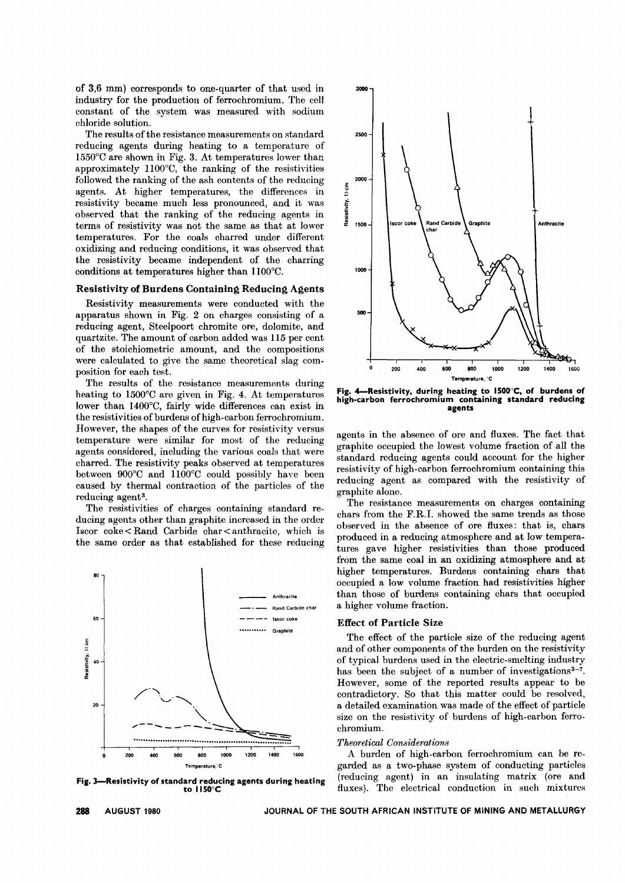of 3,6 mm) corresponds to one-quarter of that used in industry for the production of ferrochromium. The cell constant of the system was measured with sodium chloride solution.

The results of the resistance measurements on standard reducing agents during heating to a temperature of 1550°C are shown in Fig. 3. At temperatures lower than approximately 1100°C, the ranking of the resistivities followed the ranking of the ash contents of the reducing agents. At higher temperatures, the differences in resistivity became much less pronounced, and it was observed that the ranking of the reducing agents in terms of resistivity was not the same as that at lower temperatures. For the coals charred under different oxidizing and reducing conditions, it was observed that the resistivity became independent of the charring conditions at temperatures higher than 1100°C.

### Resistivity of Burdens Containing Reducing Agents

Resistivity measurements were conducted with the apparatus shown in Fig. 2 on charges consisting of a reducing agent, Steelpoort chromite ore, dolomite, and quartzite. The amount of carbon added was 115 per cent of the stoichiometric amount, and the compositions were calculated to give the same theoretical slag composition for each test.

The results of the resistance measurements during heating to 1500°C are given in Fig. 4. At temperatures lower than 1400°C, fairly wide differences can exist in the resistivities of burdens of high-carbon ferrochromium. However, the shapes of the curves for resistivity versus temperature were similar for most of the reducing agents considered, including the various coals that were charred. The resistivity peaks observed at temperatures between 900°C and 1100°C could possibly have been caused by thermal contraction of the particles of the reducing agent[3].

The resistivities of charges containing standard reducing agents other than graphite increased in the order Iscor coke < Rand Carbide char < anthracite, which is the same order as that established for these reducing agents in the absence of ore and fluxes. The fact that graphite occupied the lowest volume fraction of all the standard reducing agents could account for the higher resistivity of high-carbon ferrochromium containing this reducing agent as compared with the resistivity of graphite alone.

The resistance measurements on charges containing chars from the F.R.I. showed the same trends as those observed in the absence of ore fluxes: that is, chars produced in a reducing atmosphere and at low temperatures gave higher resistivities than those produced from the same coal in an oxidizing atmosphere and at higher temperatures. Burdens containing chars that occupied a low volume fraction had resistivities higher than those of burdens containing chars that occupied a higher volume fraction.

**Fig. 3—Resistivity of standard reducing agents during heating to 1150°C**

**Fig. 4—Resistivity, during heating to 1500°C, of burdens of high-carbon ferrochromium containing standard reducing agents**

### Effect of Particle Size

The effect of the particle size of the reducing agent and of other components of the burden on the resistivity of typical burdens used in the electric-smelting industry has been the subject of a number of investigations[3–7]. However, some of the reported results appear to be contradictory. So that this matter could be resolved, a detailed examination was made of the effect of particle size on the resistivity of burdens of high-carbon ferrochromium.

*Theoretical Considerations*

A burden of high-carbon ferrochromium can be regarded as a two-phase system of conducting particles (reducing agent) in an insulating matrix (ore and fluxes). The electrical conduction in such mixtures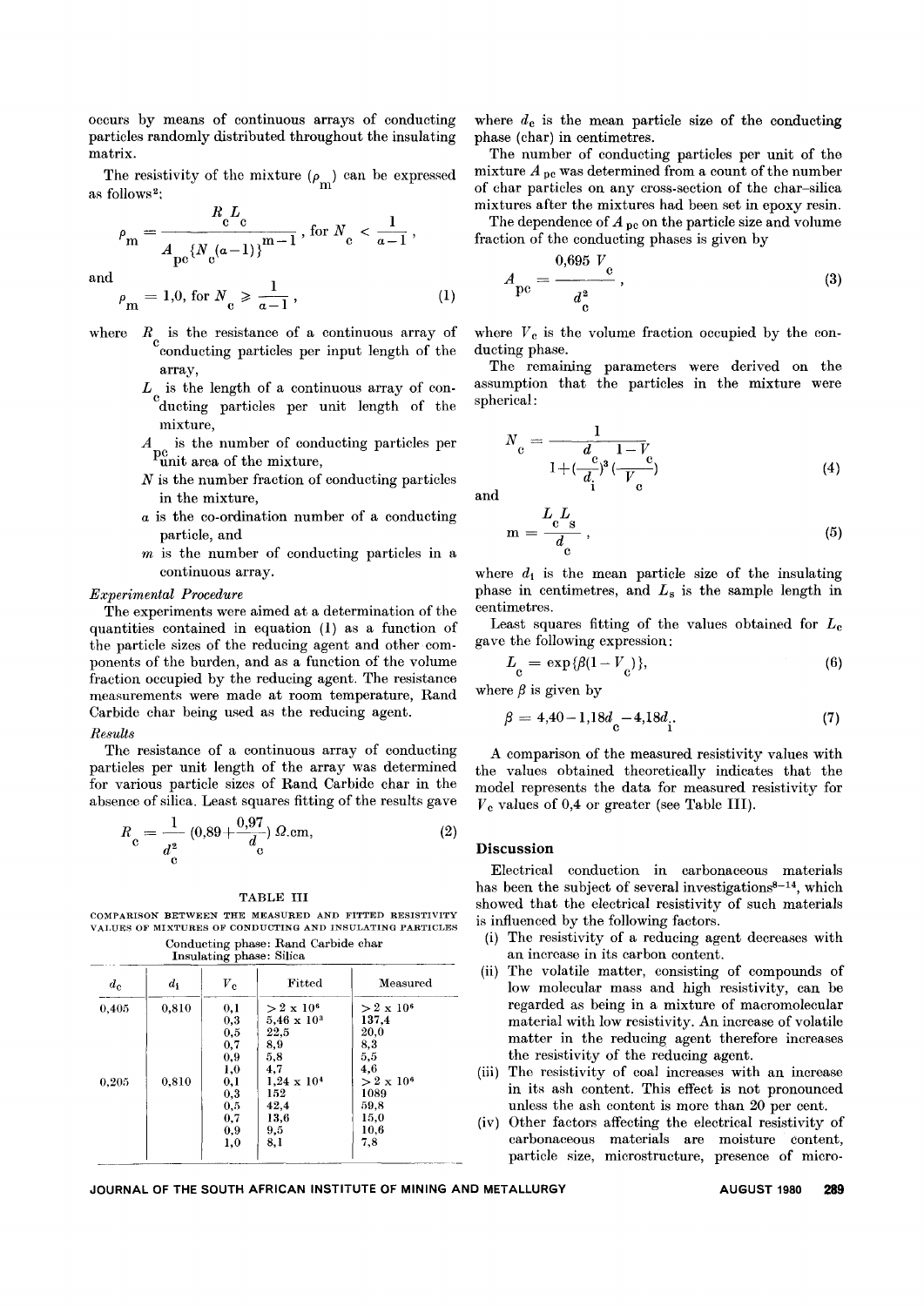occurs by means of continuous arrays of conducting particles randomly distributed throughout the insulating matrix.

The resistivity of the mixture ($\rho_m$) can be expressed as follows[2]:

$$\rho_m = \frac{R_c L_c}{A_{pc}\{N_c(a-1)\}^{m-1}}, \text{ for } N_c < \frac{1}{a-1},$$

and

$$\rho_m = 1{,}0, \text{ for } N_c \geqslant \frac{1}{a-1}, \quad (1)$$

where $R_c$ is the resistance of a continuous array of conducting particles per input length of the array,

$L_c$ is the length of a continuous array of conducting particles per unit length of the mixture,

$A_{pc}$ is the number of conducting particles per unit area of the mixture,

$N$ is the number fraction of conducting particles in the mixture,

$a$ is the co-ordination number of a conducting particle, and

$m$ is the number of conducting particles in a continuous array.

*Experimental Procedure*

The experiments were aimed at a determination of the quantities contained in equation (1) as a function of the particle sizes of the reducing agent and other components of the burden, and as a function of the volume fraction occupied by the reducing agent. The resistance measurements were made at room temperature, Rand Carbide char being used as the reducing agent.

*Results*

The resistance of a continuous array of conducting particles per unit length of the array was determined for various particle sizes of Rand Carbide char in the absence of silica. Least squares fitting of the results gave

$$R_c = \frac{1}{d_c^2}\left(0{,}89 + \frac{0{,}97}{d_c}\right) \Omega.\text{cm}, \quad (2)$$

TABLE III

COMPARISON BETWEEN THE MEASURED AND FITTED RESISTIVITY VALUES OF MIXTURES OF CONDUCTING AND INSULATING PARTICLES

Conducting phase: Rand Carbide char
Insulating phase: Silica

| $d_c$ | $d_i$ | $V_c$ | Fitted | Measured |
|---|---|---|---|---|
| 0,405 | 0,810 | 0,1 | $> 2 \times 10^6$ | $> 2 \times 10^6$ |
| | | 0,3 | $5{,}46 \times 10^3$ | 137,4 |
| | | 0,5 | 22,5 | 20,0 |
| | | 0,7 | 8,9 | 8,3 |
| | | 0,9 | 5,8 | 5,5 |
| | | 1,0 | 4,7 | 4,6 |
| 0,205 | 0,810 | 0,1 | $1{,}24 \times 10^4$ | $> 2 \times 10^6$ |
| | | 0,3 | 152 | 1089 |
| | | 0,5 | 42,4 | 59,8 |
| | | 0,7 | 13,6 | 15,0 |
| | | 0,9 | 9,5 | 10,6 |
| | | 1,0 | 8,1 | 7,8 |

where $d_c$ is the mean particle size of the conducting phase (char) in centimetres.

The number of conducting particles per unit of the mixture $A_{pc}$ was determined from a count of the number of char particles on any cross-section of the char–silica mixtures after the mixtures had been set in epoxy resin.

The dependence of $A_{pc}$ on the particle size and volume fraction of the conducting phases is given by

$$A_{pc} = \frac{0{,}695\, V_c}{d_c^2}, \quad (3)$$

where $V_c$ is the volume fraction occupied by the conducting phase.

The remaining parameters were derived on the assumption that the particles in the mixture were spherical:

$$N_c = \frac{1}{1 + (\frac{d_c}{d_i})^3 (\frac{1-V_c}{V_c})} \quad (4)$$

and

$$m = \frac{L_c L_s}{d_c}, \quad (5)$$

where $d_i$ is the mean particle size of the insulating phase in centimetres, and $L_s$ is the sample length in centimetres.

Least squares fitting of the values obtained for $L_c$ gave the following expression:

$$L_c = \exp\{\beta(1 - V_c)\}, \quad (6)$$

where $\beta$ is given by

$$\beta = 4{,}40 - 1{,}18 d_c - 4{,}18 d_i. \quad (7)$$

A comparison of the measured resistivity values with the values obtained theoretically indicates that the model represents the data for measured resistivity for $V_c$ values of 0,4 or greater (see Table III).

## Discussion

Electrical conduction in carbonaceous materials has been the subject of several investigations[8–14], which showed that the electrical resistivity of such materials is influenced by the following factors.

(i) The resistivity of a reducing agent decreases with an increase in its carbon content.

(ii) The volatile matter, consisting of compounds of low molecular mass and high resistivity, can be regarded as being in a mixture of macromolecular material with low resistivity. An increase of volatile matter in the reducing agent therefore increases the resistivity of the reducing agent.

(iii) The resistivity of coal increases with an increase in its ash content. This effect is not pronounced unless the ash content is more than 20 per cent.

(iv) Other factors affecting the electrical resistivity of carbonaceous materials are moisture content, particle size, microstructure, presence of micro-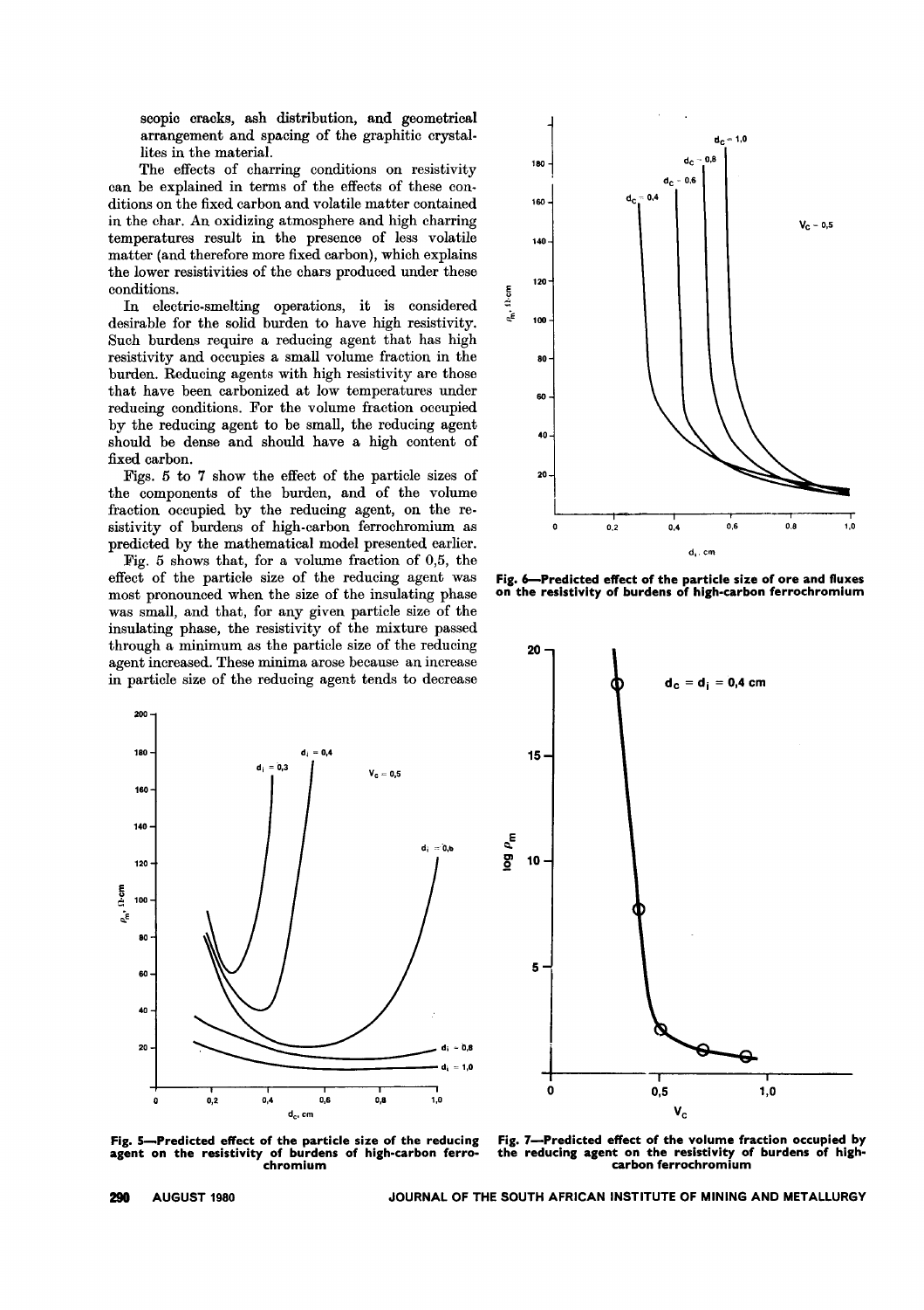scopic cracks, ash distribution, and geometrical arrangement and spacing of the graphitic crystallites in the material.

The effects of charring conditions on resistivity can be explained in terms of the effects of these conditions on the fixed carbon and volatile matter contained in the char. An oxidizing atmosphere and high charring temperatures result in the presence of less volatile matter (and therefore more fixed carbon), which explains the lower resistivities of the chars produced under these conditions.

In electric-smelting operations, it is considered desirable for the solid burden to have high resistivity. Such burdens require a reducing agent that has high resistivity and occupies a small volume fraction in the burden. Reducing agents with high resistivity are those that have been carbonized at low temperatures under reducing conditions. For the volume fraction occupied by the reducing agent to be small, the reducing agent should be dense and should have a high content of fixed carbon.

Figs. 5 to 7 show the effect of the particle sizes of the components of the burden, and of the volume fraction occupied by the reducing agent, on the resistivity of burdens of high-carbon ferrochromium as predicted by the mathematical model presented earlier.

Fig. 5 shows that, for a volume fraction of 0,5, the effect of the particle size of the reducing agent was most pronounced when the size of the insulating phase was small, and that, for any given particle size of the insulating phase, the resistivity of the mixture passed through a minimum as the particle size of the reducing agent increased. These minima arose because an increase in particle size of the reducing agent tends to decrease

**Fig. 5—Predicted effect of the particle size of the reducing agent on the resistivity of burdens of high-carbon ferrochromium**

**Fig. 6—Predicted effect of the particle size of ore and fluxes on the resistivity of burdens of high-carbon ferrochromium**

**Fig. 7—Predicted effect of the volume fraction occupied by the reducing agent on the resistivity of burdens of high-carbon ferrochromium**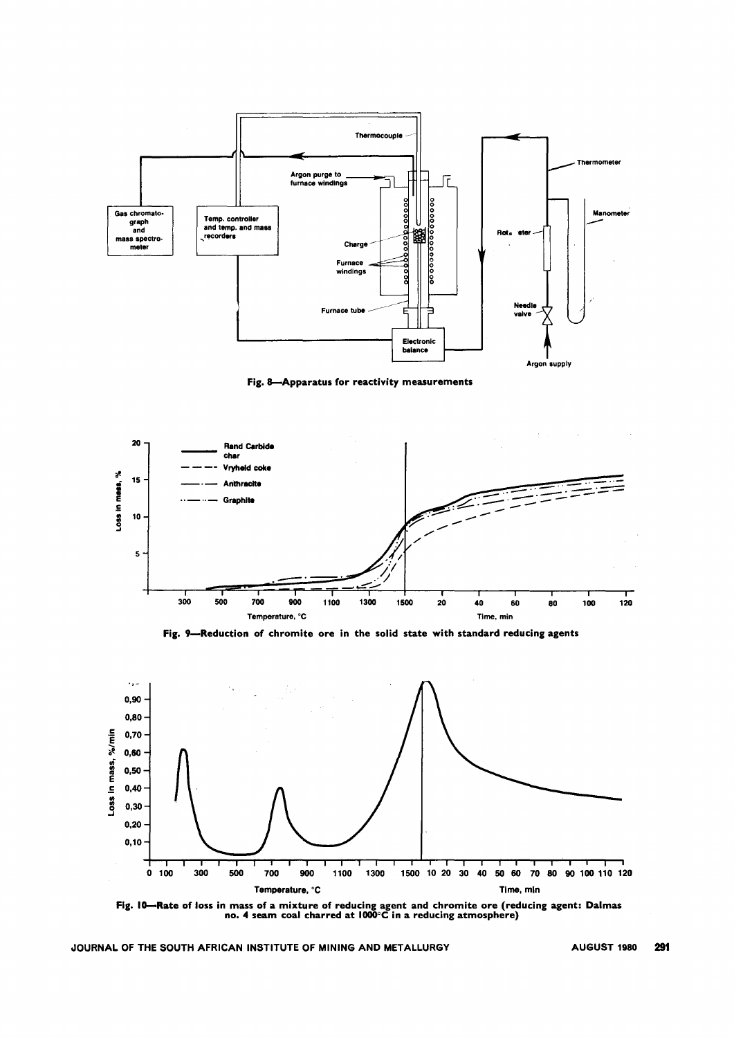Fig. 8—Apparatus for reactivity measurements

Fig. 9—Reduction of chromite ore in the solid state with standard reducing agents

Fig. 10—Rate of loss in mass of a mixture of reducing agent and chromite ore (reducing agent: Dalmas no. 4 seam coal charred at 1000°C in a reducing atmosphere)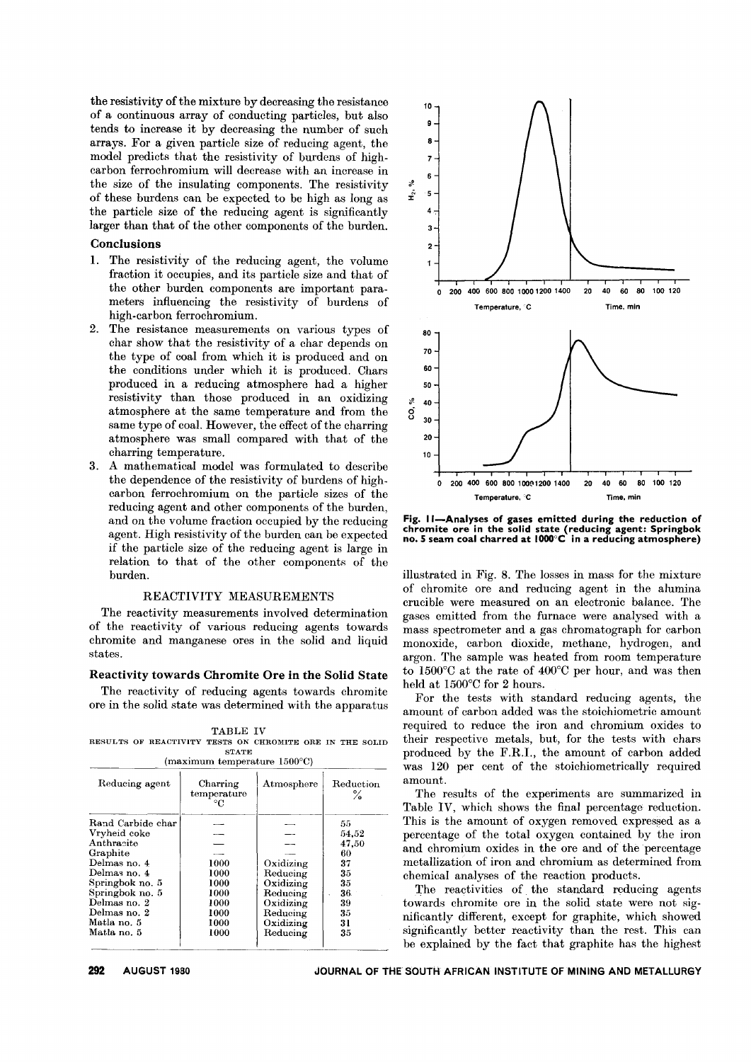the resistivity of the mixture by decreasing the resistance of a continuous array of conducting particles, but also tends to increase it by decreasing the number of such arrays. For a given particle size of reducing agent, the model predicts that the resistivity of burdens of high-carbon ferrochromium will decrease with an increase in the size of the insulating components. The resistivity of these burdens can be expected to be high as long as the particle size of the reducing agent is significantly larger than that of the other components of the burden.

### Conclusions

1. The resistivity of the reducing agent, the volume fraction it occupies, and its particle size and that of the other burden components are important parameters influencing the resistivity of burdens of high-carbon ferrochromium.
2. The resistance measurements on various types of char show that the resistivity of a char depends on the type of coal from which it is produced and on the conditions under which it is produced. Chars produced in a reducing atmosphere had a higher resistivity than those produced in an oxidizing atmosphere at the same temperature and from the same type of coal. However, the effect of the charring atmosphere was small compared with that of the charring temperature.
3. A mathematical model was formulated to describe the dependence of the resistivity of burdens of high-carbon ferrochromium on the particle sizes of the reducing agent and other components of the burden, and on the volume fraction occupied by the reducing agent. High resistivity of the burden can be expected if the particle size of the reducing agent is large in relation to that of the other components of the burden.

## REACTIVITY MEASUREMENTS

The reactivity measurements involved determination of the reactivity of various reducing agents towards chromite and manganese ores in the solid and liquid states.

### Reactivity towards Chromite Ore in the Solid State

The reactivity of reducing agents towards chromite ore in the solid state was determined with the apparatus illustrated in Fig. 8. The losses in mass for the mixture of chromite ore and reducing agent in the alumina crucible were measured on an electronic balance. The gases emitted from the furnace were analysed with a mass spectrometer and a gas chromatograph for carbon monoxide, carbon dioxide, methane, hydrogen, and argon. The sample was heated from room temperature to 1500°C at the rate of 400°C per hour, and was then held at 1500°C for 2 hours.

For the tests with standard reducing agents, the amount of carbon added was the stoichiometric amount required to reduce the iron and chromium oxides to their respective metals, but, for the tests with chars produced by the F.R.I., the amount of carbon added was 120 per cent of the stoichiometrically required amount.

The results of the experiments are summarized in Table IV, which shows the final percentage reduction. This is the amount of oxygen removed expressed as a percentage of the total oxygen contained by the iron and chromium oxides in the ore and of the percentage metallization of iron and chromium as determined from chemical analyses of the reaction products.

The reactivities of the standard reducing agents towards chromite ore in the solid state were not significantly different, except for graphite, which showed significantly better reactivity than the rest. This can be explained by the fact that graphite has the highest

TABLE IV
RESULTS OF REACTIVITY TESTS ON CHROMITE ORE IN THE SOLID STATE
(maximum temperature 1500°C)

| Reducing agent | Charring temperature °C | Atmosphere | Reduction % |
|---|---|---|---|
| Rand Carbide char | — | — | 55 |
| Vryheid coke | — | — | 54,52 |
| Anthracite | — | — | 47,50 |
| Graphite | — | — | 60 |
| Delmas no. 4 | 1000 | Oxidizing | 37 |
| Delmas no. 4 | 1000 | Reducing | 35 |
| Springbok no. 5 | 1000 | Oxidizing | 35 |
| Springbok no. 5 | 1000 | Reducing | 36 |
| Delmas no. 2 | 1000 | Oxidizing | 39 |
| Delmas no. 2 | 1000 | Reducing | 35 |
| Matla no. 5 | 1000 | Oxidizing | 31 |
| Matla no. 5 | 1000 | Reducing | 35 |

Fig. 11—Analyses of gases emitted during the reduction of chromite ore in the solid state (reducing agent: Springbok no. 5 seam coal charred at 1000°C in a reducing atmosphere)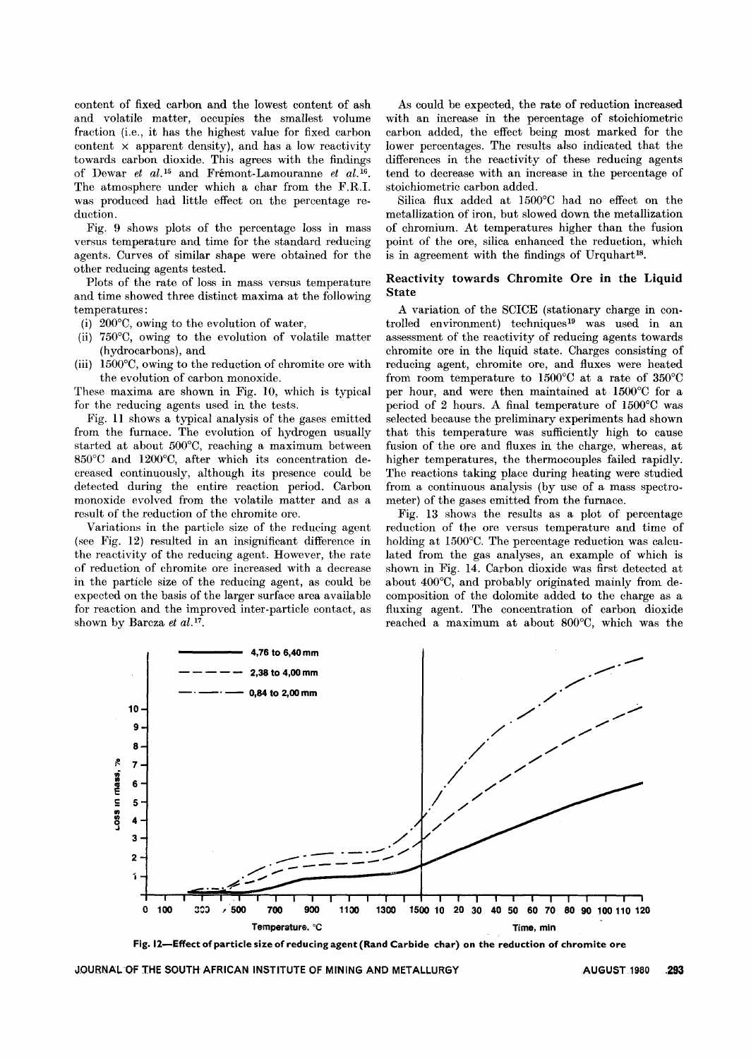content of fixed carbon and the lowest content of ash and volatile matter, occupies the smallest volume fraction (i.e., it has the highest value for fixed carbon content × apparent density), and has a low reactivity towards carbon dioxide. This agrees with the findings of Dewar *et al.*[15] and Frémont-Lamouranne *et al.*[16]. The atmosphere under which a char from the F.R.I. was produced had little effect on the percentage reduction.

Fig. 9 shows plots of the percentage loss in mass versus temperature and time for the standard reducing agents. Curves of similar shape were obtained for the other reducing agents tested.

Plots of the rate of loss in mass versus temperature and time showed three distinct maxima at the following temperatures:

(i) 200°C, owing to the evolution of water,
(ii) 750°C, owing to the evolution of volatile matter (hydrocarbons), and
(iii) 1500°C, owing to the reduction of chromite ore with the evolution of carbon monoxide.

These maxima are shown in Fig. 10, which is typical for the reducing agents used in the tests.

Fig. 11 shows a typical analysis of the gases emitted from the furnace. The evolution of hydrogen usually started at about 500°C, reaching a maximum between 850°C and 1200°C, after which its concentration decreased continuously, although its presence could be detected during the entire reaction period. Carbon monoxide evolved from the volatile matter and as a result of the reduction of the chromite ore.

Variations in the particle size of the reducing agent (see Fig. 12) resulted in an insignificant difference in the reactivity of the reducing agent. However, the rate of reduction of chromite ore increased with a decrease in the particle size of the reducing agent, as could be expected on the basis of the larger surface area available for reaction and the improved inter-particle contact, as shown by Barcza *et al.*[17].

As could be expected, the rate of reduction increased with an increase in the percentage of stoichiometric carbon added, the effect being most marked for the lower percentages. The results also indicated that the differences in the reactivity of these reducing agents tend to decrease with an increase in the percentage of stoichiometric carbon added.

Silica flux added at 1500°C had no effect on the metallization of iron, but slowed down the metallization of chromium. At temperatures higher than the fusion point of the ore, silica enhanced the reduction, which is in agreement with the findings of Urquhart[18].

### Reactivity towards Chromite Ore in the Liquid State

A variation of the SCICE (stationary charge in controlled environment) techniques[19] was used in an assessment of the reactivity of reducing agents towards chromite ore in the liquid state. Charges consisting of reducing agent, chromite ore, and fluxes were heated from room temperature to 1500°C at a rate of 350°C per hour, and were then maintained at 1500°C for a period of 2 hours. A final temperature of 1500°C was selected because the preliminary experiments had shown that this temperature was sufficiently high to cause fusion of the ore and fluxes in the charge, whereas, at higher temperatures, the thermocouples failed rapidly. The reactions taking place during heating were studied from a continuous analysis (by use of a mass spectrometer) of the gases emitted from the furnace.

Fig. 13 shows the results as a plot of percentage reduction of the ore versus temperature and time of holding at 1500°C. The percentage reduction was calculated from the gas analyses, an example of which is shown in Fig. 14. Carbon dioxide was first detected at about 400°C, and probably originated mainly from decomposition of the dolomite added to the charge as a fluxing agent. The concentration of carbon dioxide reached a maximum at about 800°C, which was the

Fig. 12—Effect of particle size of reducing agent (Rand Carbide char) on the reduction of chromite ore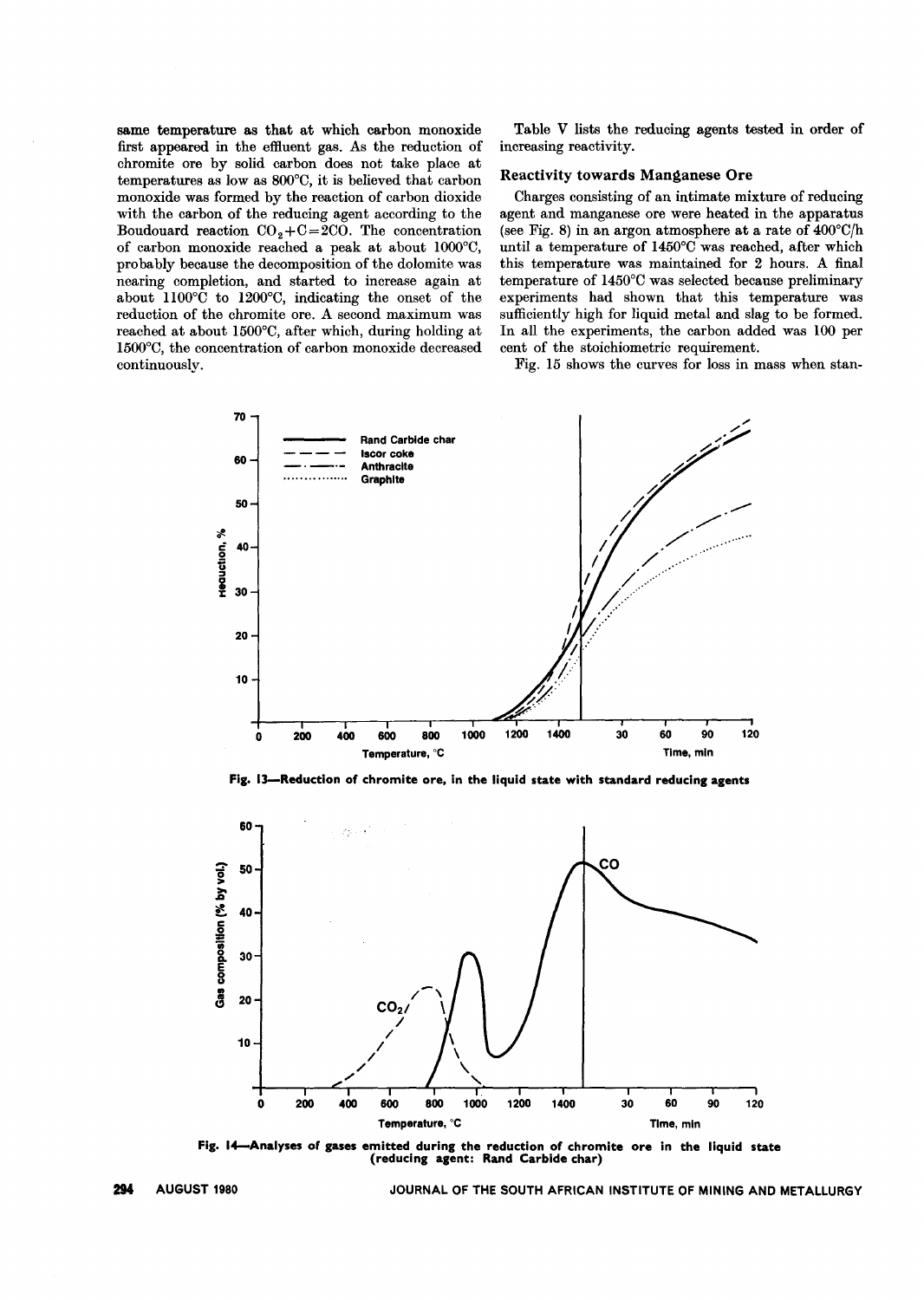same temperature as that at which carbon monoxide first appeared in the effluent gas. As the reduction of chromite ore by solid carbon does not take place at temperatures as low as 800°C, it is believed that carbon monoxide was formed by the reaction of carbon dioxide with the carbon of the reducing agent according to the Boudouard reaction $CO_2+C=2CO$. The concentration of carbon monoxide reached a peak at about 1000°C, probably because the decomposition of the dolomite was nearing completion, and started to increase again at about 1100°C to 1200°C, indicating the onset of the reduction of the chromite ore. A second maximum was reached at about 1500°C, after which, during holding at 1500°C, the concentration of carbon monoxide decreased continuously.

Table V lists the reducing agents tested in order of increasing reactivity.

### Reactivity towards Manganese Ore

Charges consisting of an intimate mixture of reducing agent and manganese ore were heated in the apparatus (see Fig. 8) in an argon atmosphere at a rate of 400°C/h until a temperature of 1450°C was reached, after which this temperature was maintained for 2 hours. A final temperature of 1450°C was selected because preliminary experiments had shown that this temperature was sufficiently high for liquid metal and slag to be formed. In all the experiments, the carbon added was 100 per cent of the stoichiometric requirement.

Fig. 15 shows the curves for loss in mass when stan-

**Fig. 13—Reduction of chromite ore, in the liquid state with standard reducing agents**

**Fig. 14—Analyses of gases emitted during the reduction of chromite ore in the liquid state (reducing agent: Rand Carbide char)**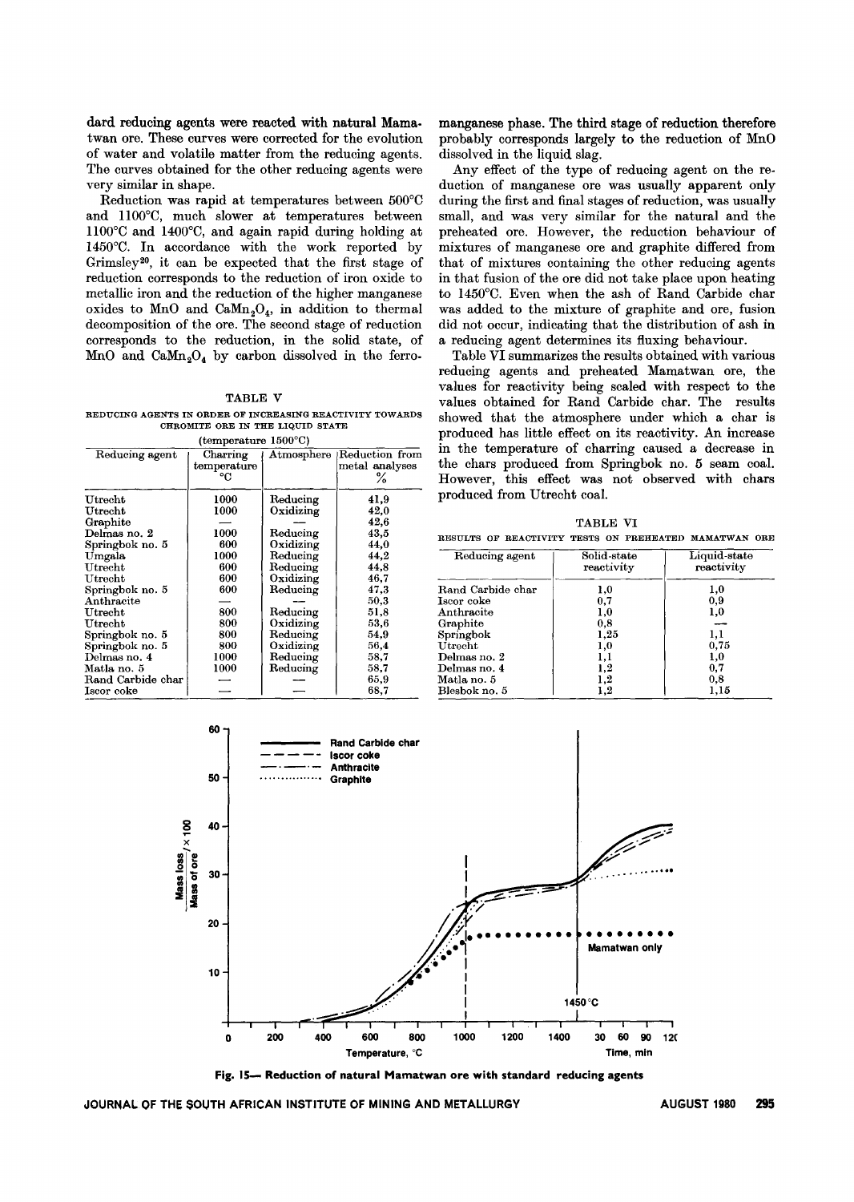dard reducing agents were reacted with natural Mamatwan ore. These curves were corrected for the evolution of water and volatile matter from the reducing agents. The curves obtained for the other reducing agents were very similar in shape.

Reduction was rapid at temperatures between 500°C and 1100°C, much slower at temperatures between 1100°C and 1400°C, and again rapid during holding at 1450°C. In accordance with the work reported by Grimsley[20], it can be expected that the first stage of reduction corresponds to the reduction of iron oxide to metallic iron and the reduction of the higher manganese oxides to MnO and $CaMn_2O_4$, in addition to thermal decomposition of the ore. The second stage of reduction corresponds to the reduction, in the solid state, of MnO and $CaMn_2O_4$ by carbon dissolved in the ferromanganese phase. The third stage of reduction therefore probably corresponds largely to the reduction of MnO dissolved in the liquid slag.

Any effect of the type of reducing agent on the reduction of manganese ore was usually apparent only during the first and final stages of reduction, was usually small, and was very similar for the natural and the preheated ore. However, the reduction behaviour of mixtures of manganese ore and graphite differed from that of mixtures containing the other reducing agents in that fusion of the ore did not take place upon heating to 1450°C. Even when the ash of Rand Carbide char was added to the mixture of graphite and ore, fusion did not occur, indicating that the distribution of ash in a reducing agent determines its fluxing behaviour.

Table VI summarizes the results obtained with various reducing agents and preheated Mamatwan ore, the values for reactivity being scaled with respect to the values obtained for Rand Carbide char. The results showed that the atmosphere under which a char is produced has little effect on its reactivity. An increase in the temperature of charring caused a decrease in the chars produced from Springbok no. 5 seam coal. However, this effect was not observed with chars produced from Utrecht coal.

TABLE V

REDUCING AGENTS IN ORDER OF INCREASING REACTIVITY TOWARDS CHROMITE ORE IN THE LIQUID STATE

(temperature 1500°C)

| Reducing agent | Charring temperature °C | Atmosphere | Reduction from metal analyses % |
|---|---|---|---|
| Utrecht | 1000 | Reducing | 41,9 |
| Utrecht | 1000 | Oxidizing | 42,0 |
| Graphite | — | — | 42,6 |
| Delmas no. 2 | 1000 | Reducing | 43,5 |
| Springbok no. 5 | 600 | Oxidizing | 44,0 |
| Umgala | 1000 | Reducing | 44,2 |
| Utrecht | 600 | Reducing | 44,8 |
| Utrecht | 600 | Oxidizing | 46,7 |
| Springbok no. 5 | 600 | Reducing | 47,3 |
| Anthracite | — | — | 50,3 |
| Utrecht | 800 | Reducing | 51,8 |
| Utrecht | 800 | Oxidizing | 53,6 |
| Springbok no. 5 | 800 | Reducing | 54,9 |
| Springbok no. 5 | 800 | Oxidizing | 56,4 |
| Delmas no. 4 | 1000 | Reducing | 58,7 |
| Matla no. 5 | 1000 | Reducing | 58,7 |
| Rand Carbide char | — | — | 65,9 |
| Iscor coke | — | — | 68,7 |

TABLE VI

RESULTS OF REACTIVITY TESTS ON PREHEATED MAMATWAN ORE

| Reducing agent | Solid-state reactivity | Liquid-state reactivity |
|---|---|---|
| Rand Carbide char | 1,0 | 1,0 |
| Iscor coke | 0,7 | 0,9 |
| Anthracite | 1,0 | 1,0 |
| Graphite | 0,8 | — |
| Springbok | 1,25 | 1,1 |
| Utrecht | 1,0 | 0,75 |
| Delmas no. 2 | 1,1 | 1,0 |
| Delmas no. 4 | 1,2 | 0,7 |
| Matla no. 5 | 1,2 | 0,8 |
| Blesbok no. 5 | 1,2 | 1,15 |

Fig. 15— Reduction of natural Mamatwan ore with standard reducing agents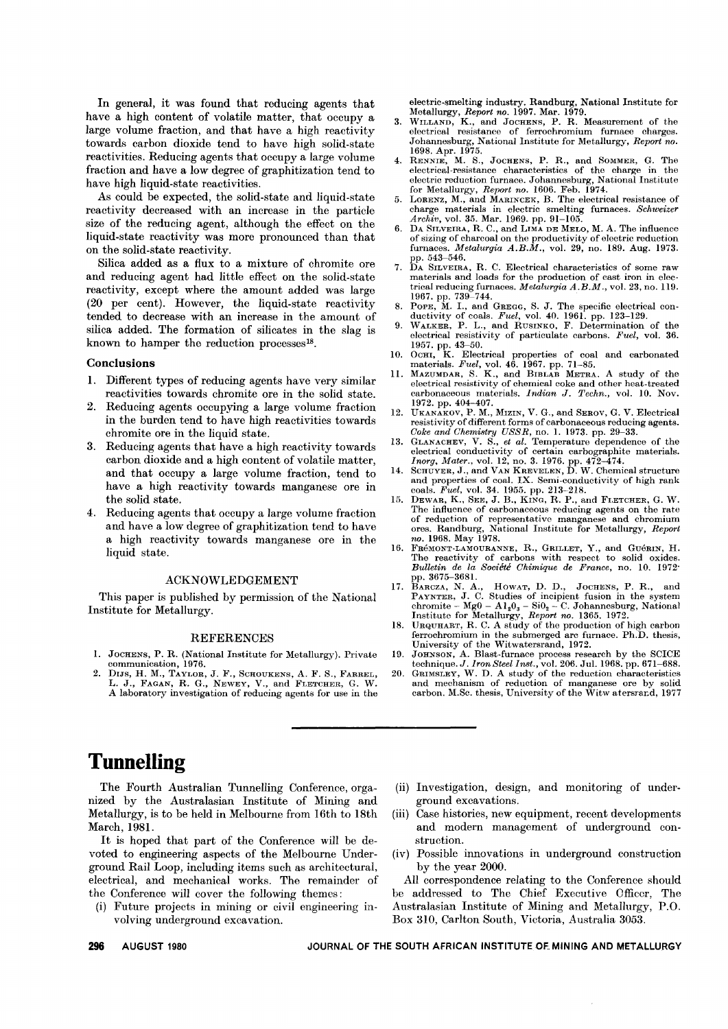In general, it was found that reducing agents that have a high content of volatile matter, that occupy a large volume fraction, and that have a high reactivity towards carbon dioxide tend to have high solid-state reactivities. Reducing agents that occupy a large volume fraction and have a low degree of graphitization tend to have high liquid-state reactivities.

As could be expected, the solid-state and liquid-state reactivity decreased with an increase in the particle size of the reducing agent, although the effect on the liquid-state reactivity was more pronounced than that on the solid-state reactivity.

Silica added as a flux to a mixture of chromite ore and reducing agent had little effect on the solid-state reactivity, except where the amount added was large (20 per cent). However, the liquid-state reactivity tended to decrease with an increase in the amount of silica added. The formation of silicates in the slag is known to hamper the reduction processes[18].

### Conclusions

1. Different types of reducing agents have very similar reactivities towards chromite ore in the solid state.
2. Reducing agents occupying a large volume fraction in the burden tend to have high reactivities towards chromite ore in the liquid state.
3. Reducing agents that have a high reactivity towards carbon dioxide and a high content of volatile matter, and that occupy a large volume fraction, tend to have a high reactivity towards manganese ore in the solid state.
4. Reducing agents that occupy a large volume fraction and have a low degree of graphitization tend to have a high reactivity towards manganese ore in the liquid state.

### ACKNOWLEDGEMENT

This paper is published by permission of the National Institute for Metallurgy.

### REFERENCES

1. JOCHENS, P. R. (National Institute for Metallurgy). Private communication, 1976.
2. DIJS, H. M., TAYLOR, J. F., SCHOUKENS, A. F. S., FARREL, L. J., FAGAN, R. G., NEWEY, V., and FLETCHER, G. W. A laboratory investigation of reducing agents for use in the electric-smelting industry. Randburg, National Institute for Metallurgy, *Report no.* 1997. Mar. 1979.
3. WILLAND, K., and JOCHENS, P. R. Measurement of the electrical resistance of ferrochromium furnace charges. Johannesburg, National Institute for Metallurgy, *Report no.* 1698. Apr. 1975.
4. RENNIE, M. S., JOCHENS, P. R., and SOMMER, G. The electrical-resistance characteristics of the charge in the electric reduction furnace. Johannesburg, National Institute for Metallurgy, *Report no.* 1606. Feb. 1974.
5. LORENZ, M., and MARINCEK, B. The electrical resistance of charge materials in electric smelting furnaces. *Schweizer Archiv*, vol. 35. Mar. 1969. pp. 91–105.
6. DA SILVEIRA, R. C., and LIMA DE MELO, M. A. The influence of sizing of charcoal on the productivity of electric reduction furnaces. *Metalurgia A.B.M.*, vol. 29, no. 189. Aug. 1973. pp. 543–546.
7. DA SILVEIRA, R. C. Electrical characteristics of some raw materials and loads for the production of cast iron in electrical reducing furnaces. *Metalurgia A.B.M.*, vol. 23, no. 119. 1967. pp. 739–744.
8. POPE, M. I., and GREGG, S. J. The specific electrical conductivity of coals. *Fuel*, vol. 40. 1961. pp. 123–129.
9. WALKER, P. L., and RUSINKO, F. Determination of the electrical resistivity of particulate carbons. *Fuel*, vol. 36. 1957. pp. 43–50.
10. OCHI, K. Electrical properties of coal and carbonated materials. *Fuel*, vol. 46. 1967. pp. 71–85.
11. MAZUMDAR, S. K., and BIBLAB METRA. A study of the electrical resistivity of chemical coke and other heat-treated carbonaceous materials. *Indian J. Techn.*, vol. 10. Nov. 1972. pp. 404–407.
12. UKANAKOV, P. M., MIZIN, V. G., and SEROV, G. V. Electrical resistivity of different forms of carbonaceous reducing agents. *Coke and Chemistry USSR*, no. 1. 1973. pp. 29–33.
13. GLANACHEV, V. S., *et al.* Temperature dependence of the electrical conductivity of certain carbographite materials. *Inorg, Mater.*, vol. 12, no. 3. 1976. pp. 472–474.
14. SCHUYER, J., and VAN KREVELEN, D. W. Chemical structure and properties of coal. IX. Semi-conductivity of high rank coals. *Fuel*, vol. 34. 1955. pp. 213–218.
15. DEWAR, K., SEE, J. B., KING, R. P., and FLETCHER, G. W. The influence of carbonaceous reducing agents on the rate of reduction of representative manganese and chromium ores. Randburg, National Institute for Metallurgy, *Report no.* 1968. May 1978.
16. FRÉMONT-LAMOURANNE, R., GRILLET, Y., and GUÉRIN, H. The reactivity of carbons with respect to solid oxides. *Bulletin de la Société Chimique de France*, no. 10. 1972. pp. 3675–3681.
17. BARCZA, N. A., HOWAT, D. D., JOCHENS, P. R., and PAYNTER, J. C. Studies of incipient fusion in the system chromite – MgO – $Al_2O_3$ – $SiO_2$ – C. Johannesburg, National Institute for Metallurgy, *Report no.* 1365. 1972.
18. URQUHART, R. C. A study of the production of high carbon ferrochromium in the submerged arc furnace. Ph.D. thesis, University of the Witwatersrand, 1972.
19. JOHNSON, A. Blast-furnace process research by the SCICE technique. *J. Iron Steel Inst.*, vol. 206. Jul. 1968. pp. 671–688.
20. GRIMSLEY, W. D. A study of the reduction characteristics and mechanism of reduction of manganese ore by solid carbon. M.Sc. thesis, University of the Witwatersrand, 1977

# Tunnelling

The Fourth Australian Tunnelling Conference, organized by the Australasian Institute of Mining and Metallurgy, is to be held in Melbourne from 16th to 18th March, 1981.

It is hoped that part of the Conference will be devoted to engineering aspects of the Melbourne Underground Rail Loop, including items such as architectural, electrical, and mechanical works. The remainder of the Conference will cover the following themes:

(i) Future projects in mining or civil engineering involving underground excavation.
(ii) Investigation, design, and monitoring of underground excavations.
(iii) Case histories, new equipment, recent developments and modern management of underground construction.
(iv) Possible innovations in underground construction by the year 2000.

All correspondence relating to the Conference should be addressed to The Chief Executive Officer, The Australasian Institute of Mining and Metallurgy, P.O. Box 310, Carlton South, Victoria, Australia 3053.